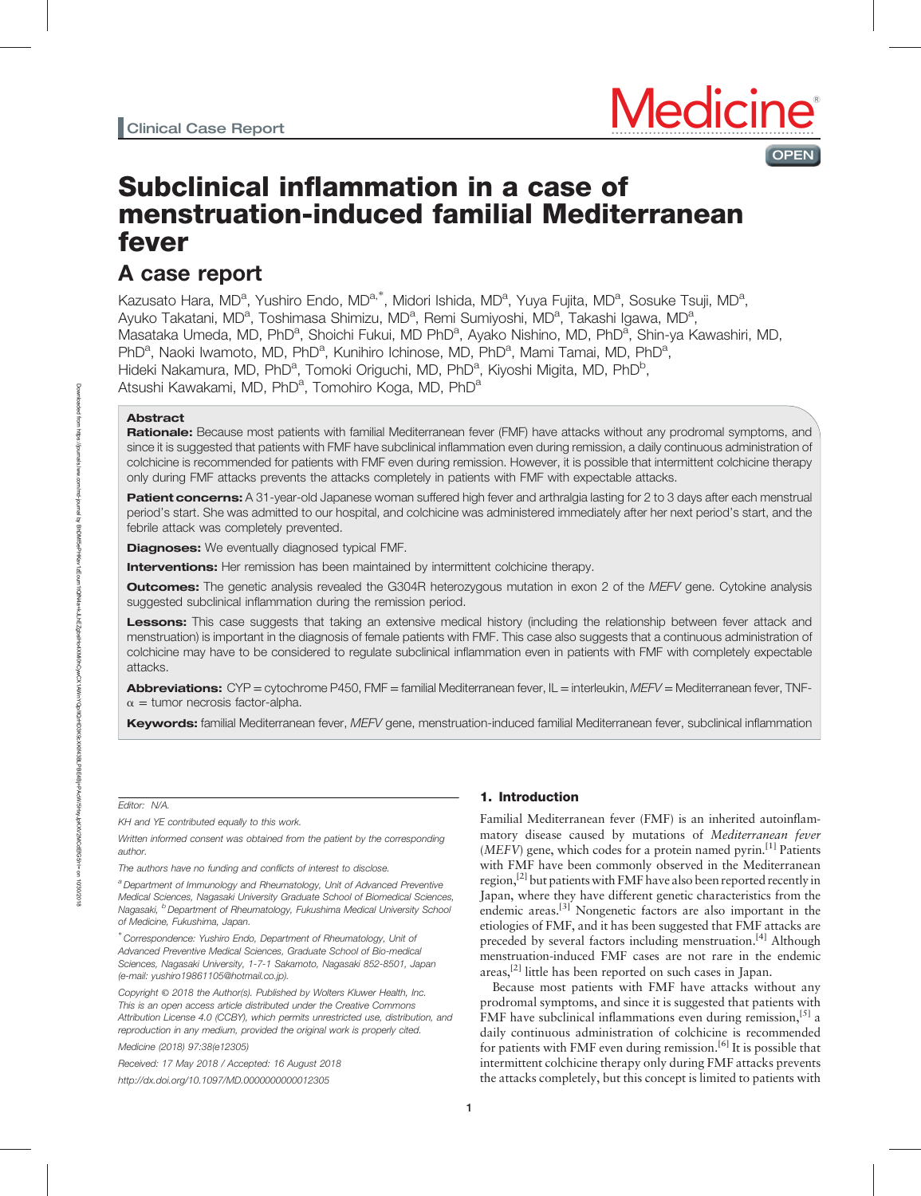Clinical Case Report

# Subclinical inflammation in a case of menstruation-induced familial Mediterranean fever

## A case report

Kazusato Hara, MD[a], Yushiro Endo, MD[a,*], Midori Ishida, MD[a], Yuya Fujita, MD[a], Sosuke Tsuji, MD[a], Ayuko Takatani, MD[a], Toshimasa Shimizu, MD[a], Remi Sumiyoshi, MD[a], Takashi Igawa, MD[a], Masataka Umeda, MD, PhD[a], Shoichi Fukui, MD PhD[a], Ayako Nishino, MD, PhD[a], Shin-ya Kawashiri, MD, PhD[a], Naoki Iwamoto, MD, PhD[a], Kunihiro Ichinose, MD, PhD[a], Mami Tamai, MD, PhD[a], Hideki Nakamura, MD, PhD[a], Tomoki Origuchi, MD, PhD[a], Kiyoshi Migita, MD, PhD[b], Atsushi Kawakami, MD, PhD[a], Tomohiro Koga, MD, PhD[a]

### Abstract

**Rationale:** Because most patients with familial Mediterranean fever (FMF) have attacks without any prodromal symptoms, and since it is suggested that patients with FMF have subclinical inflammation even during remission, a daily continuous administration of colchicine is recommended for patients with FMF even during remission. However, it is possible that intermittent colchicine therapy only during FMF attacks prevents the attacks completely in patients with FMF with expectable attacks.

**Patient concerns:** A 31-year-old Japanese woman suffered high fever and arthralgia lasting for 2 to 3 days after each menstrual period's start. She was admitted to our hospital, and colchicine was administered immediately after her next period's start, and the febrile attack was completely prevented.

**Diagnoses:** We eventually diagnosed typical FMF.

**Interventions:** Her remission has been maintained by intermittent colchicine therapy.

**Outcomes:** The genetic analysis revealed the G304R heterozygous mutation in exon 2 of the *MEFV* gene. Cytokine analysis suggested subclinical inflammation during the remission period.

**Lessons:** This case suggests that taking an extensive medical history (including the relationship between fever attack and menstruation) is important in the diagnosis of female patients with FMF. This case also suggests that a continuous administration of colchicine may have to be considered to regulate subclinical inflammation even in patients with FMF with completely expectable attacks.

**Abbreviations:** CYP = cytochrome P450, FMF = familial Mediterranean fever, IL = interleukin, *MEFV* = Mediterranean fever, TNF-α = tumor necrosis factor-alpha.

**Keywords:** familial Mediterranean fever, *MEFV* gene, menstruation-induced familial Mediterranean fever, subclinical inflammation

Editor: N/A.

KH and YE contributed equally to this work.

*Written informed consent was obtained from the patient by the corresponding author.*

*The authors have no funding and conflicts of interest to disclose.*

[a] Department of Immunology and Rheumatology, Unit of Advanced Preventive Medical Sciences, Nagasaki University Graduate School of Biomedical Sciences, Nagasaki, [b] Department of Rheumatology, Fukushima Medical University School of Medicine, Fukushima, Japan.

[*] Correspondence: Yushiro Endo, Department of Rheumatology, Unit of Advanced Preventive Medical Sciences, Graduate School of Bio-medical Sciences, Nagasaki University, 1-7-1 Sakamoto, Nagasaki 852-8501, Japan (e-mail: yushiro19861105@hotmail.co.jp).

Copyright © 2018 the Author(s). Published by Wolters Kluwer Health, Inc. This is an open access article distributed under the Creative Commons Attribution License 4.0 (CCBY), which permits unrestricted use, distribution, and reproduction in any medium, provided the original work is properly cited.

Medicine (2018) 97:38(e12305)

Received: 17 May 2018 / Accepted: 16 August 2018

http://dx.doi.org/10.1097/MD.0000000000012305

## 1. Introduction

Familial Mediterranean fever (FMF) is an inherited autoinflammatory disease caused by mutations of *Mediterranean fever* (*MEFV*) gene, which codes for a protein named pyrin.[1] Patients with FMF have been commonly observed in the Mediterranean region,[2] but patients with FMF have also been reported recently in Japan, where they have different genetic characteristics from the endemic areas.[3] Nongenetic factors are also important in the etiologies of FMF, and it has been suggested that FMF attacks are preceded by several factors including menstruation.[4] Although menstruation-induced FMF cases are not rare in the endemic areas,[2] little has been reported on such cases in Japan.

Because most patients with FMF have attacks without any prodromal symptoms, and since it is suggested that patients with FMF have subclinical inflammations even during remission,[5] a daily continuous administration of colchicine is recommended for patients with FMF even during remission.[6] It is possible that intermittent colchicine therapy only during FMF attacks prevents the attacks completely, but this concept is limited to patients with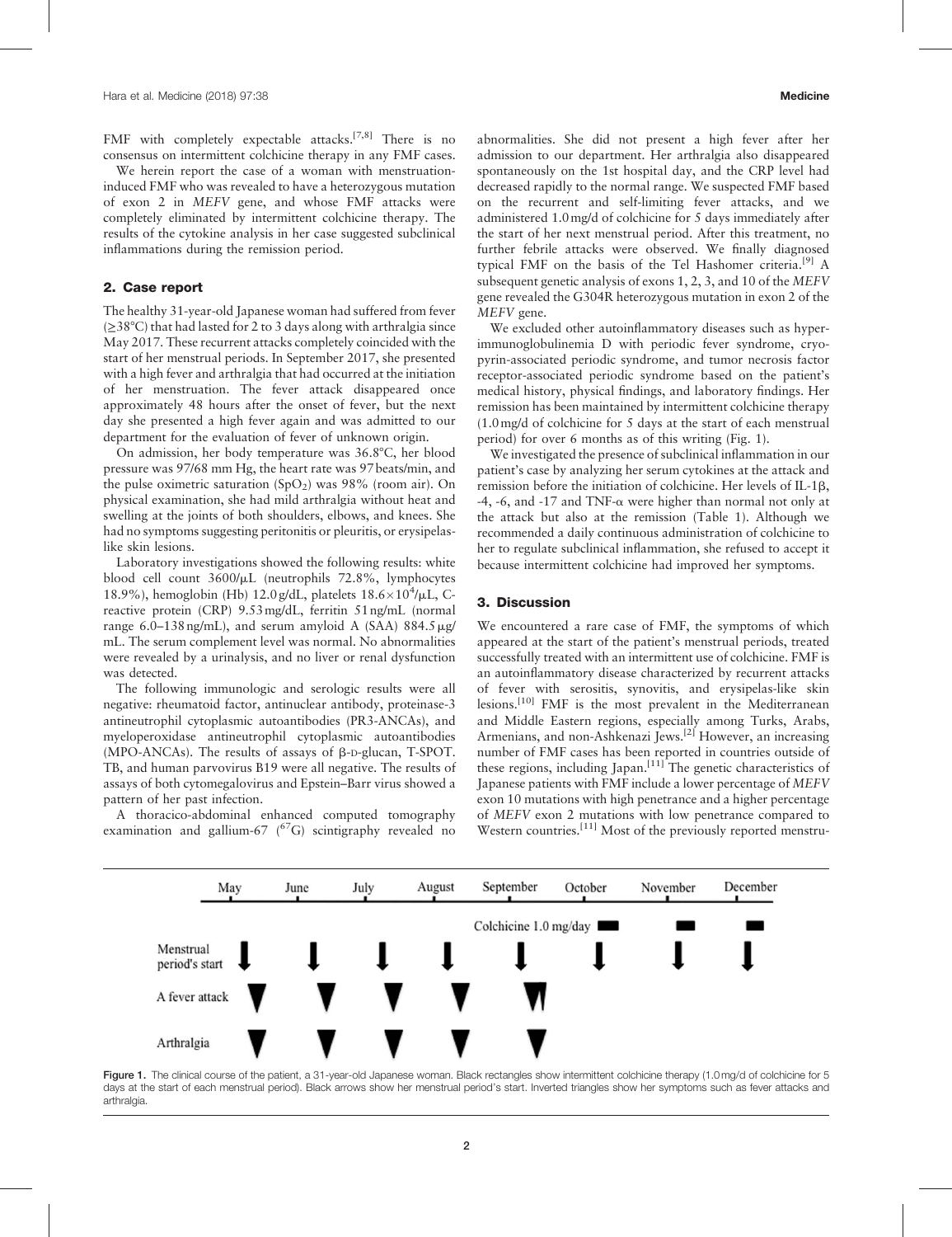FMF with completely expectable attacks.[7,8] There is no consensus on intermittent colchicine therapy in any FMF cases.

We herein report the case of a woman with menstruation-induced FMF who was revealed to have a heterozygous mutation of exon 2 in *MEFV* gene, and whose FMF attacks were completely eliminated by intermittent colchicine therapy. The results of the cytokine analysis in her case suggested subclinical inflammations during the remission period.

## 2. Case report

The healthy 31-year-old Japanese woman had suffered from fever (≥38°C) that had lasted for 2 to 3 days along with arthralgia since May 2017. These recurrent attacks completely coincided with the start of her menstrual periods. In September 2017, she presented with a high fever and arthralgia that had occurred at the initiation of her menstruation. The fever attack disappeared once approximately 48 hours after the onset of fever, but the next day she presented a high fever again and was admitted to our department for the evaluation of fever of unknown origin.

On admission, her body temperature was 36.8°C, her blood pressure was 97/68 mm Hg, the heart rate was 97 beats/min, and the pulse oximetric saturation ($SpO_2$) was 98% (room air). On physical examination, she had mild arthralgia without heat and swelling at the joints of both shoulders, elbows, and knees. She had no symptoms suggesting peritonitis or pleuritis, or erysipelas-like skin lesions.

Laboratory investigations showed the following results: white blood cell count 3600/μL (neutrophils 72.8%, lymphocytes 18.9%), hemoglobin (Hb) 12.0 g/dL, platelets $18.6 \times 10^4$/μL, C-reactive protein (CRP) 9.53 mg/dL, ferritin 51 ng/mL (normal range 6.0–138 ng/mL), and serum amyloid A (SAA) 884.5 μg/mL. The serum complement level was normal. No abnormalities were revealed by a urinalysis, and no liver or renal dysfunction was detected.

The following immunologic and serologic results were all negative: rheumatoid factor, antinuclear antibody, proteinase-3 antineutrophil cytoplasmic autoantibodies (PR3-ANCAs), and myeloperoxidase antineutrophil cytoplasmic autoantibodies (MPO-ANCAs). The results of assays of β-D-glucan, T-SPOT. TB, and human parvovirus B19 were all negative. The results of assays of both cytomegalovirus and Epstein–Barr virus showed a pattern of her past infection.

A thoracico-abdominal enhanced computed tomography examination and gallium-67 ($^{67}$G) scintigraphy revealed no abnormalities. She did not present a high fever after her admission to our department. Her arthralgia also disappeared spontaneously on the 1st hospital day, and the CRP level had decreased rapidly to the normal range. We suspected FMF based on the recurrent and self-limiting fever attacks, and we administered 1.0 mg/d of colchicine for 5 days immediately after the start of her next menstrual period. After this treatment, no further febrile attacks were observed. We finally diagnosed typical FMF on the basis of the Tel Hashomer criteria.[9] A subsequent genetic analysis of exons 1, 2, 3, and 10 of the *MEFV* gene revealed the G304R heterozygous mutation in exon 2 of the *MEFV* gene.

We excluded other autoinflammatory diseases such as hyperimmunoglobulinemia D with periodic fever syndrome, cryopyrin-associated periodic syndrome, and tumor necrosis factor receptor-associated periodic syndrome based on the patient's medical history, physical findings, and laboratory findings. Her remission has been maintained by intermittent colchicine therapy (1.0 mg/d of colchicine for 5 days at the start of each menstrual period) for over 6 months as of this writing (Fig. 1).

We investigated the presence of subclinical inflammation in our patient's case by analyzing her serum cytokines at the attack and remission before the initiation of colchicine. Her levels of IL-1β, -4, -6, and -17 and TNF-α were higher than normal not only at the attack but also at the remission (Table 1). Although we recommended a daily continuous administration of colchicine to her to regulate subclinical inflammation, she refused to accept it because intermittent colchicine had improved her symptoms.

## 3. Discussion

We encountered a rare case of FMF, the symptoms of which appeared at the start of the patient's menstrual periods, treated successfully treated with an intermittent use of colchicine. FMF is an autoinflammatory disease characterized by recurrent attacks of fever with serositis, synovitis, and erysipelas-like skin lesions.[10] FMF is the most prevalent in the Mediterranean and Middle Eastern regions, especially among Turks, Arabs, Armenians, and non-Ashkenazi Jews.[2] However, an increasing number of FMF cases has been reported in countries outside of these regions, including Japan.[11] The genetic characteristics of Japanese patients with FMF include a lower percentage of *MEFV* exon 10 mutations with high penetrance and a higher percentage of *MEFV* exon 2 mutations with low penetrance compared to Western countries.[11] Most of the previously reported menstru-

Figure 1. The clinical course of the patient, a 31-year-old Japanese woman. Black rectangles show intermittent colchicine therapy (1.0 mg/d of colchicine for 5 days at the start of each menstrual period). Black arrows show her menstrual period's start. Inverted triangles show her symptoms such as fever attacks and arthralgia.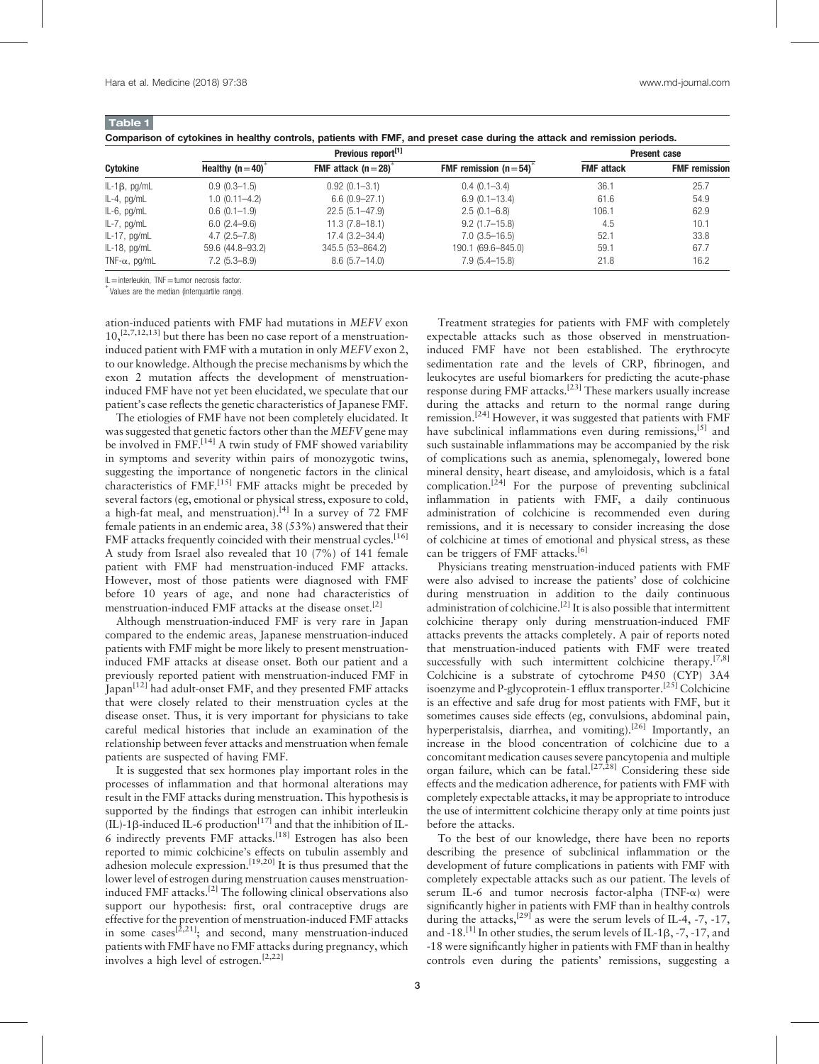**Table 1**

**Comparison of cytokines in healthy controls, patients with FMF, and preset case during the attack and remission periods.**

| Cytokine | Previous report[1] | | | Present case | |
|---|---|---|---|---|---|
| | Healthy (n=40)* | FMF attack (n=28)* | FMF remission (n=54)* | FMF attack | FMF remission |
| IL-1β, pg/mL | 0.9 (0.3–1.5) | 0.92 (0.1–3.1) | 0.4 (0.1–3.4) | 36.1 | 25.7 |
| IL-4, pg/mL | 1.0 (0.11–4.2) | 6.6 (0.9–27.1) | 6.9 (0.1–13.4) | 61.6 | 54.9 |
| IL-6, pg/mL | 0.6 (0.1–1.9) | 22.5 (5.1–47.9) | 2.5 (0.1–6.8) | 106.1 | 62.9 |
| IL-7, pg/mL | 6.0 (2.4–9.6) | 11.3 (7.8–18.1) | 9.2 (1.7–15.8) | 4.5 | 10.1 |
| IL-17, pg/mL | 4.7 (2.5–7.8) | 17.4 (3.2–34.4) | 7.0 (3.5–16.5) | 52.1 | 33.8 |
| IL-18, pg/mL | 59.6 (44.8–93.2) | 345.5 (53–864.2) | 190.1 (69.6–845.0) | 59.1 | 67.7 |
| TNF-α, pg/mL | 7.2 (5.3–8.9) | 8.6 (5.7–14.0) | 7.9 (5.4–15.8) | 21.8 | 16.2 |

IL = interleukin, TNF = tumor necrosis factor.
* Values are the median (interquartile range).

ation-induced patients with FMF had mutations in *MEFV* exon 10,[2,7,12,13] but there has been no case report of a menstruation-induced patient with FMF with a mutation in only *MEFV* exon 2, to our knowledge. Although the precise mechanisms by which the exon 2 mutation affects the development of menstruation-induced FMF have not yet been elucidated, we speculate that our patient's case reflects the genetic characteristics of Japanese FMF.

The etiologies of FMF have not been completely elucidated. It was suggested that genetic factors other than the *MEFV* gene may be involved in FMF.[14] A twin study of FMF showed variability in symptoms and severity within pairs of monozygotic twins, suggesting the importance of nongenetic factors in the clinical characteristics of FMF.[15] FMF attacks might be preceded by several factors (eg, emotional or physical stress, exposure to cold, a high-fat meal, and menstruation).[4] In a survey of 72 FMF female patients in an endemic area, 38 (53%) answered that their FMF attacks frequently coincided with their menstrual cycles.[16] A study from Israel also revealed that 10 (7%) of 141 female patient with FMF had menstruation-induced FMF attacks. However, most of those patients were diagnosed with FMF before 10 years of age, and none had characteristics of menstruation-induced FMF attacks at the disease onset.[2]

Although menstruation-induced FMF is very rare in Japan compared to the endemic areas, Japanese menstruation-induced patients with FMF might be more likely to present menstruation-induced FMF attacks at disease onset. Both our patient and a previously reported patient with menstruation-induced FMF in Japan[12] had adult-onset FMF, and they presented FMF attacks that were closely related to their menstruation cycles at the disease onset. Thus, it is very important for physicians to take careful medical histories that include an examination of the relationship between fever attacks and menstruation when female patients are suspected of having FMF.

It is suggested that sex hormones play important roles in the processes of inflammation and that hormonal alterations may result in the FMF attacks during menstruation. This hypothesis is supported by the findings that estrogen can inhibit interleukin (IL)-1β-induced IL-6 production[17] and that the inhibition of IL-6 indirectly prevents FMF attacks.[18] Estrogen has also been reported to mimic colchicine's effects on tubulin assembly and adhesion molecule expression.[19,20] It is thus presumed that the lower level of estrogen during menstruation causes menstruation-induced FMF attacks.[2] The following clinical observations also support our hypothesis: first, oral contraceptive drugs are effective for the prevention of menstruation-induced FMF attacks in some cases[2,21]; and second, many menstruation-induced patients with FMF have no FMF attacks during pregnancy, which involves a high level of estrogen.[2,22]

Treatment strategies for patients with FMF with completely expectable attacks such as those observed in menstruation-induced FMF have not been established. The erythrocyte sedimentation rate and the levels of CRP, fibrinogen, and leukocytes are useful biomarkers for predicting the acute-phase response during FMF attacks.[23] These markers usually increase during the attacks and return to the normal range during remission.[24] However, it was suggested that patients with FMF have subclinical inflammations even during remissions,[5] and such sustainable inflammations may be accompanied by the risk of complications such as anemia, splenomegaly, lowered bone mineral density, heart disease, and amyloidosis, which is a fatal complication.[24] For the purpose of preventing subclinical inflammation in patients with FMF, a daily continuous administration of colchicine is recommended even during remissions, and it is necessary to consider increasing the dose of colchicine at times of emotional and physical stress, as these can be triggers of FMF attacks.[6]

Physicians treating menstruation-induced patients with FMF were also advised to increase the patients' dose of colchicine during menstruation in addition to the daily continuous administration of colchicine.[2] It is also possible that intermittent colchicine therapy only during menstruation-induced FMF attacks prevents the attacks completely. A pair of reports noted that menstruation-induced patients with FMF were treated successfully with such intermittent colchicine therapy.[7,8] Colchicine is a substrate of cytochrome P450 (CYP) 3A4 isoenzyme and P-glycoprotein-1 efflux transporter.[25] Colchicine is an effective and safe drug for most patients with FMF, but it sometimes causes side effects (eg, convulsions, abdominal pain, hyperperistalsis, diarrhea, and vomiting).[26] Importantly, an increase in the blood concentration of colchicine due to a concomitant medication causes severe pancytopenia and multiple organ failure, which can be fatal.[27,28] Considering these side effects and the medication adherence, for patients with FMF with completely expectable attacks, it may be appropriate to introduce the use of intermittent colchicine therapy only at time points just before the attacks.

To the best of our knowledge, there have been no reports describing the presence of subclinical inflammation or the development of future complications in patients with FMF with completely expectable attacks such as our patient. The levels of serum IL-6 and tumor necrosis factor-alpha (TNF-α) were significantly higher in patients with FMF than in healthy controls during the attacks,[29] as were the serum levels of IL-4, -7, -17, and -18.[1] In other studies, the serum levels of IL-1β, -7, -17, and -18 were significantly higher in patients with FMF than in healthy controls even during the patients' remissions, suggesting a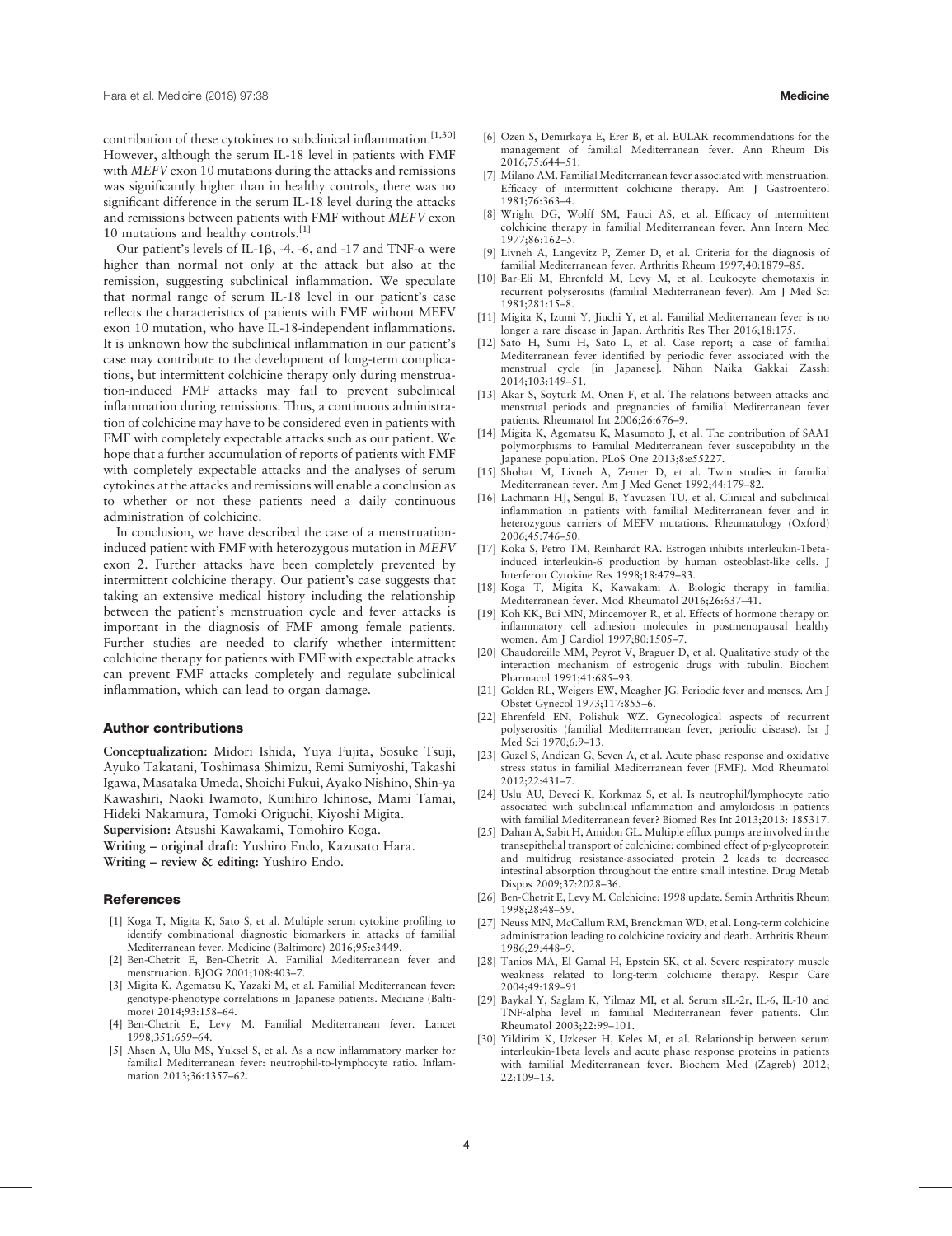contribution of these cytokines to subclinical inflammation.[1,30] However, although the serum IL-18 level in patients with FMF with *MEFV* exon 10 mutations during the attacks and remissions was significantly higher than in healthy controls, there was no significant difference in the serum IL-18 level during the attacks and remissions between patients with FMF without *MEFV* exon 10 mutations and healthy controls.[1]

Our patient's levels of IL-1β, -4, -6, and -17 and TNF-α were higher than normal not only at the attack but also at the remission, suggesting subclinical inflammation. We speculate that normal range of serum IL-18 level in our patient's case reflects the characteristics of patients with FMF without MEFV exon 10 mutation, who have IL-18-independent inflammations. It is unknown how the subclinical inflammation in our patient's case may contribute to the development of long-term complications, but intermittent colchicine therapy only during menstruation-induced FMF attacks may fail to prevent subclinical inflammation during remissions. Thus, a continuous administration of colchicine may have to be considered even in patients with FMF with completely expectable attacks such as our patient. We hope that a further accumulation of reports of patients with FMF with completely expectable attacks and the analyses of serum cytokines at the attacks and remissions will enable a conclusion as to whether or not these patients need a daily continuous administration of colchicine.

In conclusion, we have described the case of a menstruation-induced patient with FMF with heterozygous mutation in *MEFV* exon 2. Further attacks have been completely prevented by intermittent colchicine therapy. Our patient's case suggests that taking an extensive medical history including the relationship between the patient's menstruation cycle and fever attacks is important in the diagnosis of FMF among female patients. Further studies are needed to clarify whether intermittent colchicine therapy for patients with FMF with expectable attacks can prevent FMF attacks completely and regulate subclinical inflammation, which can lead to organ damage.

## Author contributions

**Conceptualization:** Midori Ishida, Yuya Fujita, Sosuke Tsuji, Ayuko Takatani, Toshimasa Shimizu, Remi Sumiyoshi, Takashi Igawa, Masataka Umeda, Shoichi Fukui, Ayako Nishino, Shin-ya Kawashiri, Naoki Iwamoto, Kunihiro Ichinose, Mami Tamai, Hideki Nakamura, Tomoki Origuchi, Kiyoshi Migita.

**Supervision:** Atsushi Kawakami, Tomohiro Koga.

**Writing – original draft:** Yushiro Endo, Kazusato Hara.

**Writing – review & editing:** Yushiro Endo.

## References

[1] Koga T, Migita K, Sato S, et al. Multiple serum cytokine profiling to identify combinational diagnostic biomarkers in attacks of familial Mediterranean fever. Medicine (Baltimore) 2016;95:e3449.

[2] Ben-Chetrit E, Ben-Chetrit A. Familial Mediterranean fever and menstruation. BJOG 2001;108:403–7.

[3] Migita K, Agematsu K, Yazaki M, et al. Familial Mediterranean fever: genotype-phenotype correlations in Japanese patients. Medicine (Baltimore) 2014;93:158–64.

[4] Ben-Chetrit E, Levy M. Familial Mediterranean fever. Lancet 1998;351:659–64.

[5] Ahsen A, Ulu MS, Yuksel S, et al. As a new inflammatory marker for familial Mediterranean fever: neutrophil-to-lymphocyte ratio. Inflammation 2013;36:1357–62.

[6] Ozen S, Demirkaya E, Erer B, et al. EULAR recommendations for the management of familial Mediterranean fever. Ann Rheum Dis 2016;75:644–51.

[7] Milano AM. Familial Mediterranean fever associated with menstruation. Efficacy of intermittent colchicine therapy. Am J Gastroenterol 1981;76:363–4.

[8] Wright DG, Wolff SM, Fauci AS, et al. Efficacy of intermittent colchicine therapy in familial Mediterranean fever. Ann Intern Med 1977;86:162–5.

[9] Livneh A, Langevitz P, Zemer D, et al. Criteria for the diagnosis of familial Mediterranean fever. Arthritis Rheum 1997;40:1879–85.

[10] Bar-Eli M, Ehrenfeld M, Levy M, et al. Leukocyte chemotaxis in recurrent polyserositis (familial Mediterranean fever). Am J Med Sci 1981;281:15–8.

[11] Migita K, Izumi Y, Jiuchi Y, et al. Familial Mediterranean fever is no longer a rare disease in Japan. Arthritis Res Ther 2016;18:175.

[12] Sato H, Sumi H, Sato L, et al. Case report; a case of familial Mediterranean fever identified by periodic fever associated with the menstrual cycle [in Japanese]. Nihon Naika Gakkai Zasshi 2014;103:149–51.

[13] Akar S, Soyturk M, Onen F, et al. The relations between attacks and menstrual periods and pregnancies of familial Mediterranean fever patients. Rheumatol Int 2006;26:676–9.

[14] Migita K, Agematsu K, Masumoto J, et al. The contribution of SAA1 polymorphisms to Familial Mediterranean fever susceptibility in the Japanese population. PLoS One 2013;8:e55227.

[15] Shohat M, Livneh A, Zemer D, et al. Twin studies in familial Mediterranean fever. Am J Med Genet 1992;44:179–82.

[16] Lachmann HJ, Sengul B, Yavuzsen TU, et al. Clinical and subclinical inflammation in patients with familial Mediterranean fever and in heterozygous carriers of MEFV mutations. Rheumatology (Oxford) 2006;45:746–50.

[17] Koka S, Petro TM, Reinhardt RA. Estrogen inhibits interleukin-1beta-induced interleukin-6 production by human osteoblast-like cells. J Interferon Cytokine Res 1998;18:479–83.

[18] Koga T, Migita K, Kawakami A. Biologic therapy in familial Mediterranean fever. Mod Rheumatol 2016;26:637–41.

[19] Koh KK, Bui MN, Mincemoyer R, et al. Effects of hormone therapy on inflammatory cell adhesion molecules in postmenopausal healthy women. Am J Cardiol 1997;80:1505–7.

[20] Chaudoreille MM, Peyrot V, Braguer D, et al. Qualitative study of the interaction mechanism of estrogenic drugs with tubulin. Biochem Pharmacol 1991;41:685–93.

[21] Golden RL, Weigers EW, Meagher JG. Periodic fever and menses. Am J Obstet Gynecol 1973;117:855–6.

[22] Ehrenfeld EN, Polishuk WZ. Gynecological aspects of recurrent polyserositis (familial Mediterrranean fever, periodic disease). Isr J Med Sci 1970;6:9–13.

[23] Guzel S, Andican G, Seven A, et al. Acute phase response and oxidative stress status in familial Mediterranean fever (FMF). Mod Rheumatol 2012;22:431–7.

[24] Uslu AU, Deveci K, Korkmaz S, et al. Is neutrophil/lymphocyte ratio associated with subclinical inflammation and amyloidosis in patients with familial Mediterranean fever? Biomed Res Int 2013;2013: 185317.

[25] Dahan A, Sabit H, Amidon GL. Multiple efflux pumps are involved in the transepithelial transport of colchicine: combined effect of p-glycoprotein and multidrug resistance-associated protein 2 leads to decreased intestinal absorption throughout the entire small intestine. Drug Metab Dispos 2009;37:2028–36.

[26] Ben-Chetrit E, Levy M. Colchicine: 1998 update. Semin Arthritis Rheum 1998;28:48–59.

[27] Neuss MN, McCallum RM, Brenckman WD, et al. Long-term colchicine administration leading to colchicine toxicity and death. Arthritis Rheum 1986;29:448–9.

[28] Tanios MA, El Gamal H, Epstein SK, et al. Severe respiratory muscle weakness related to long-term colchicine therapy. Respir Care 2004;49:189–91.

[29] Baykal Y, Saglam K, Yilmaz MI, et al. Serum sIL-2r, IL-6, IL-10 and TNF-alpha level in familial Mediterranean fever patients. Clin Rheumatol 2003;22:99–101.

[30] Yildirim K, Uzkeser H, Keles M, et al. Relationship between serum interleukin-1beta levels and acute phase response proteins in patients with familial Mediterranean fever. Biochem Med (Zagreb) 2012; 22:109–13.